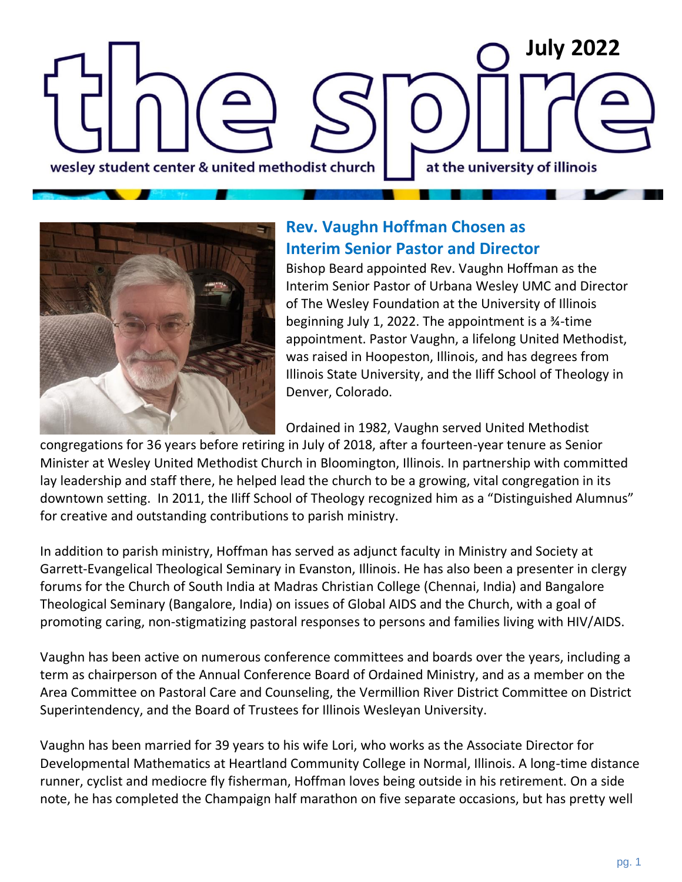# the spire

July 2022

wesley student center & united methodist church at the university of illinois

## Rev. Vaughn Hoffman Chosen as Interim Senior Pastor and Director

Bishop Beard appointed Rev. Vaughn Hoffman as the Interim Senior Pastor of Urbana Wesley UMC and Director of The Wesley Foundation at the University of Illinois beginning July 1, 2022. The appointment is a ¾-time appointment. Pastor Vaughn, a lifelong United Methodist, was raised in Hoopeston, Illinois, and has degrees from Illinois State University, and the Iliff School of Theology in Denver, Colorado.

Ordained in 1982, Vaughn served United Methodist congregations for 36 years before retiring in July of 2018, after a fourteen-year tenure as Senior Minister at Wesley United Methodist Church in Bloomington, Illinois. In partnership with committed lay leadership and staff there, he helped lead the church to be a growing, vital congregation in its downtown setting. In 2011, the Iliff School of Theology recognized him as a "Distinguished Alumnus" for creative and outstanding contributions to parish ministry.

In addition to parish ministry, Hoffman has served as adjunct faculty in Ministry and Society at Garrett-Evangelical Theological Seminary in Evanston, Illinois. He has also been a presenter in clergy forums for the Church of South India at Madras Christian College (Chennai, India) and Bangalore Theological Seminary (Bangalore, India) on issues of Global AIDS and the Church, with a goal of promoting caring, non-stigmatizing pastoral responses to persons and families living with HIV/AIDS.

Vaughn has been active on numerous conference committees and boards over the years, including a term as chairperson of the Annual Conference Board of Ordained Ministry, and as a member on the Area Committee on Pastoral Care and Counseling, the Vermillion River District Committee on District Superintendency, and the Board of Trustees for Illinois Wesleyan University.

Vaughn has been married for 39 years to his wife Lori, who works as the Associate Director for Developmental Mathematics at Heartland Community College in Normal, Illinois. A long-time distance runner, cyclist and mediocre fly fisherman, Hoffman loves being outside in his retirement. On a side note, he has completed the Champaign half marathon on five separate occasions, but has pretty well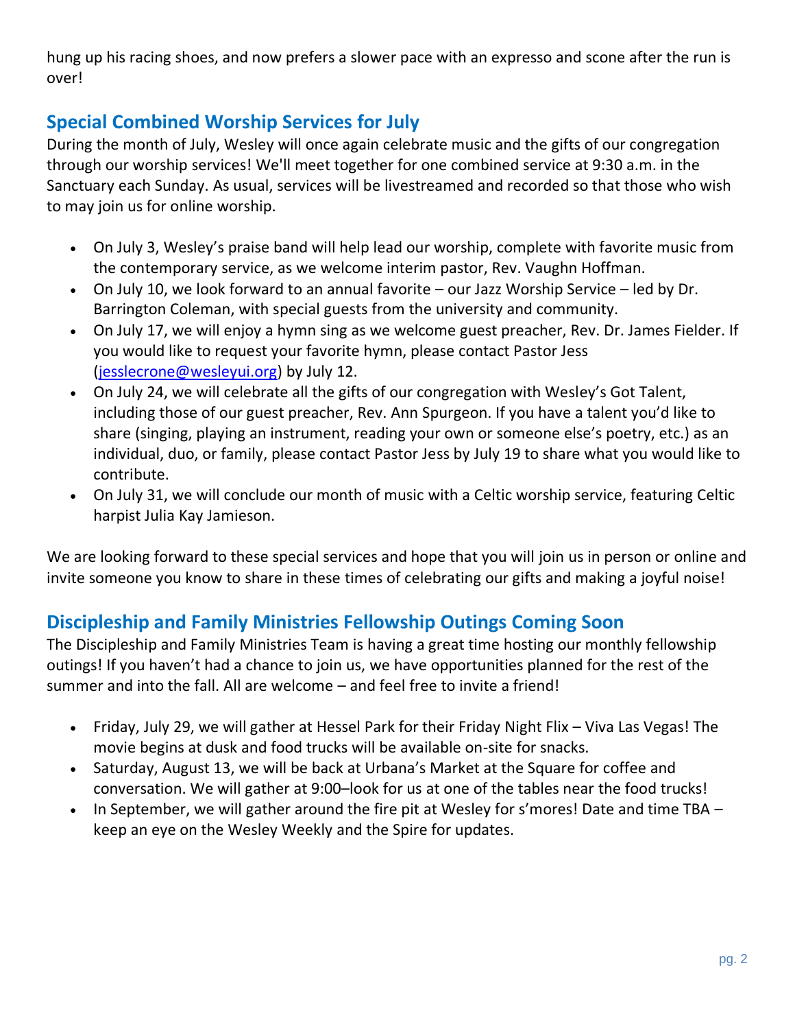hung up his racing shoes, and now prefers a slower pace with an expresso and scone after the run is over!

## Special Combined Worship Services for July

During the month of July, Wesley will once again celebrate music and the gifts of our congregation through our worship services! We'll meet together for one combined service at 9:30 a.m. in the Sanctuary each Sunday. As usual, services will be livestreamed and recorded so that those who wish to may join us for online worship.

- On July 3, Wesley's praise band will help lead our worship, complete with favorite music from the contemporary service, as we welcome interim pastor, Rev. Vaughn Hoffman.
- On July 10, we look forward to an annual favorite – our Jazz Worship Service – led by Dr. Barrington Coleman, with special guests from the university and community.
- On July 17, we will enjoy a hymn sing as we welcome guest preacher, Rev. Dr. James Fielder. If you would like to request your favorite hymn, please contact Pastor Jess (jesslecrone@wesleyui.org) by July 12.
- On July 24, we will celebrate all the gifts of our congregation with Wesley's Got Talent, including those of our guest preacher, Rev. Ann Spurgeon. If you have a talent you'd like to share (singing, playing an instrument, reading your own or someone else's poetry, etc.) as an individual, duo, or family, please contact Pastor Jess by July 19 to share what you would like to contribute.
- On July 31, we will conclude our month of music with a Celtic worship service, featuring Celtic harpist Julia Kay Jamieson.

We are looking forward to these special services and hope that you will join us in person or online and invite someone you know to share in these times of celebrating our gifts and making a joyful noise!

## Discipleship and Family Ministries Fellowship Outings Coming Soon

The Discipleship and Family Ministries Team is having a great time hosting our monthly fellowship outings! If you haven't had a chance to join us, we have opportunities planned for the rest of the summer and into the fall. All are welcome – and feel free to invite a friend!

- Friday, July 29, we will gather at Hessel Park for their Friday Night Flix – Viva Las Vegas! The movie begins at dusk and food trucks will be available on-site for snacks.
- Saturday, August 13, we will be back at Urbana's Market at the Square for coffee and conversation. We will gather at 9:00–look for us at one of the tables near the food trucks!
- In September, we will gather around the fire pit at Wesley for s'mores! Date and time TBA – keep an eye on the Wesley Weekly and the Spire for updates.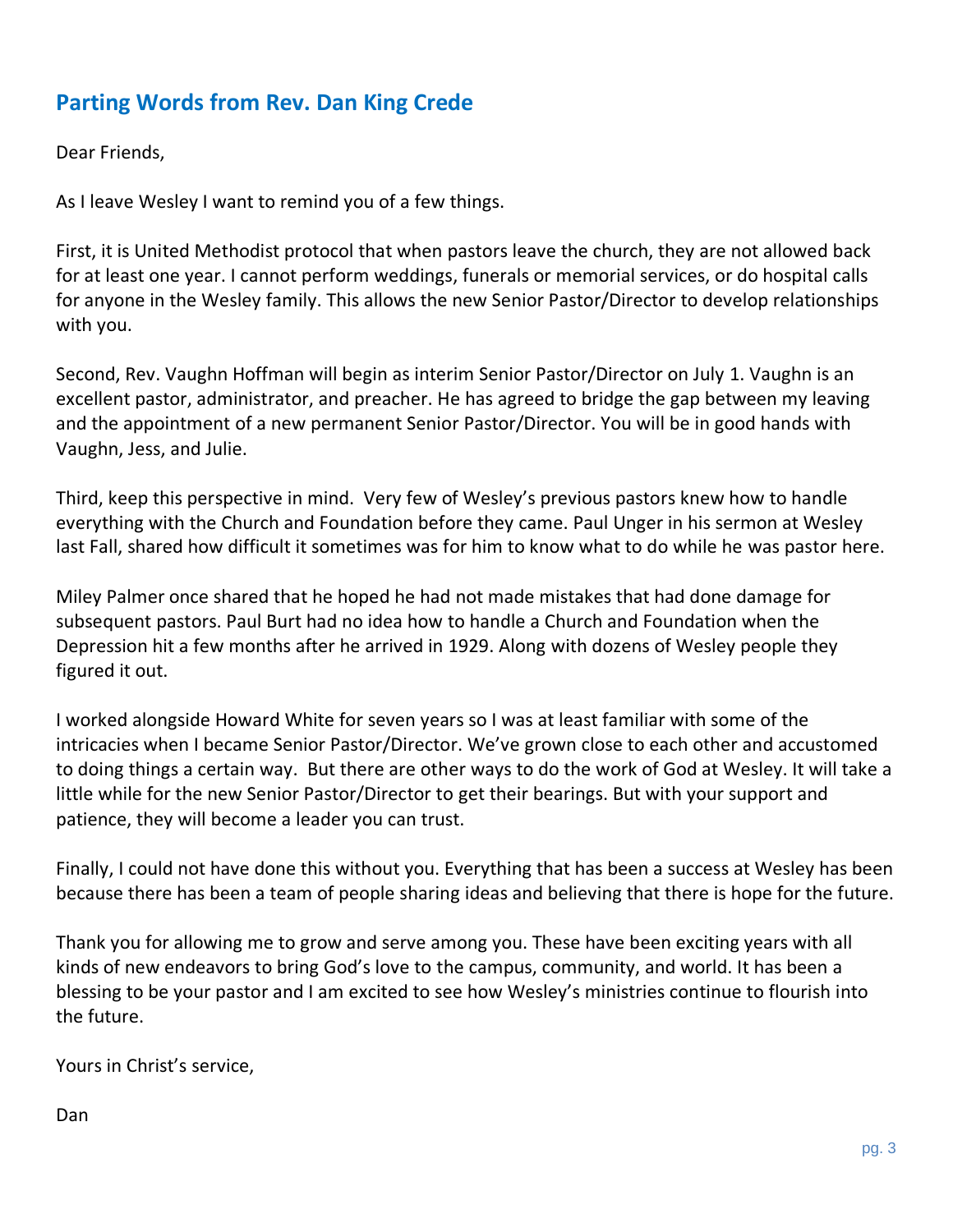## Parting Words from Rev. Dan King Crede

Dear Friends,

As I leave Wesley I want to remind you of a few things.

First, it is United Methodist protocol that when pastors leave the church, they are not allowed back for at least one year. I cannot perform weddings, funerals or memorial services, or do hospital calls for anyone in the Wesley family. This allows the new Senior Pastor/Director to develop relationships with you.

Second, Rev. Vaughn Hoffman will begin as interim Senior Pastor/Director on July 1. Vaughn is an excellent pastor, administrator, and preacher. He has agreed to bridge the gap between my leaving and the appointment of a new permanent Senior Pastor/Director. You will be in good hands with Vaughn, Jess, and Julie.

Third, keep this perspective in mind. Very few of Wesley's previous pastors knew how to handle everything with the Church and Foundation before they came. Paul Unger in his sermon at Wesley last Fall, shared how difficult it sometimes was for him to know what to do while he was pastor here.

Miley Palmer once shared that he hoped he had not made mistakes that had done damage for subsequent pastors. Paul Burt had no idea how to handle a Church and Foundation when the Depression hit a few months after he arrived in 1929. Along with dozens of Wesley people they figured it out.

I worked alongside Howard White for seven years so I was at least familiar with some of the intricacies when I became Senior Pastor/Director. We've grown close to each other and accustomed to doing things a certain way. But there are other ways to do the work of God at Wesley. It will take a little while for the new Senior Pastor/Director to get their bearings. But with your support and patience, they will become a leader you can trust.

Finally, I could not have done this without you. Everything that has been a success at Wesley has been because there has been a team of people sharing ideas and believing that there is hope for the future.

Thank you for allowing me to grow and serve among you. These have been exciting years with all kinds of new endeavors to bring God's love to the campus, community, and world. It has been a blessing to be your pastor and I am excited to see how Wesley's ministries continue to flourish into the future.

Yours in Christ's service,

Dan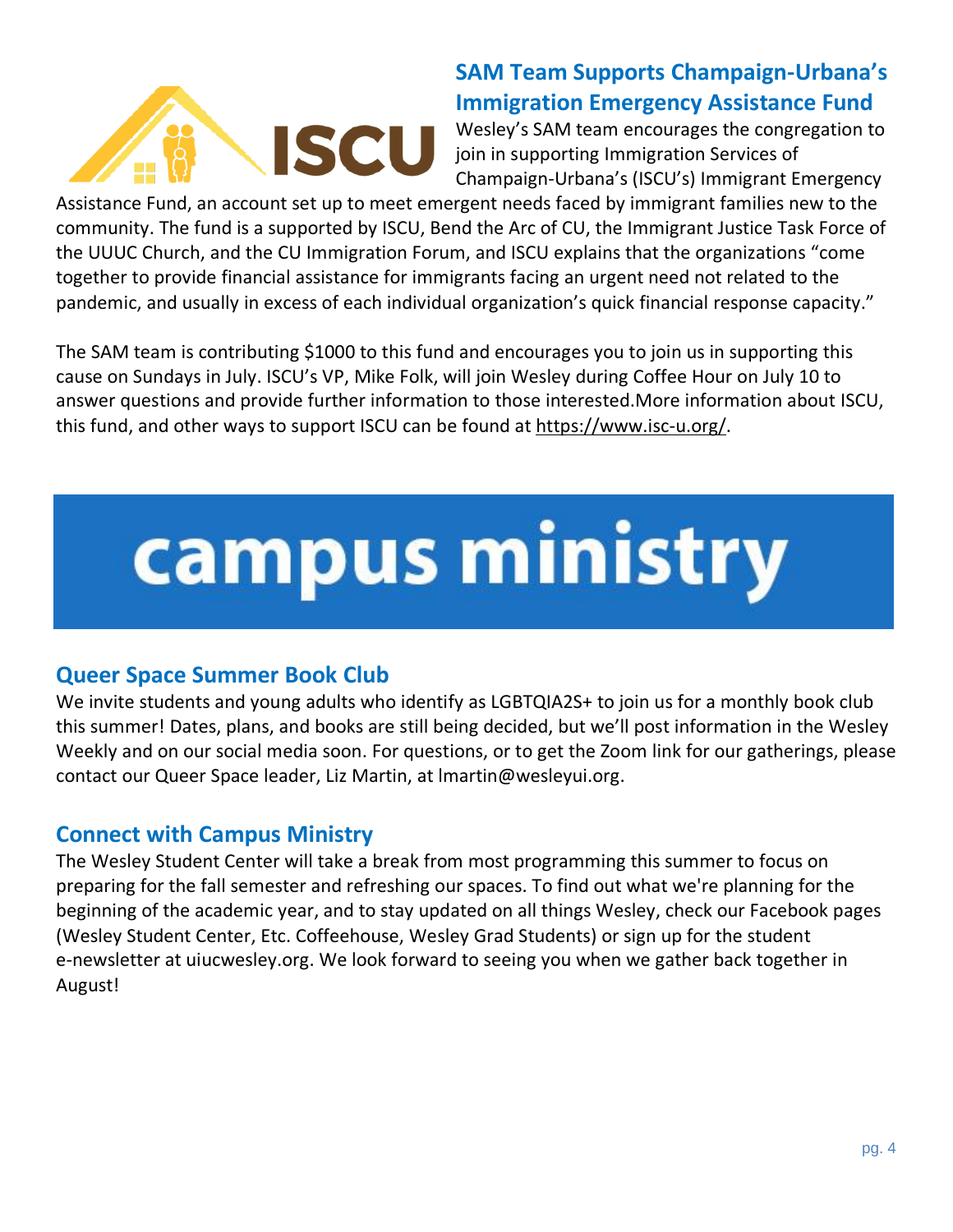## SAM Team Supports Champaign-Urbana's Immigration Emergency Assistance Fund

Wesley's SAM team encourages the congregation to join in supporting Immigration Services of Champaign-Urbana's (ISCU's) Immigrant Emergency Assistance Fund, an account set up to meet emergent needs faced by immigrant families new to the community. The fund is a supported by ISCU, Bend the Arc of CU, the Immigrant Justice Task Force of the UUUC Church, and the CU Immigration Forum, and ISCU explains that the organizations "come together to provide financial assistance for immigrants facing an urgent need not related to the pandemic, and usually in excess of each individual organization's quick financial response capacity."

The SAM team is contributing $1000 to this fund and encourages you to join us in supporting this cause on Sundays in July. ISCU's VP, Mike Folk, will join Wesley during Coffee Hour on July 10 to answer questions and provide further information to those interested.More information about ISCU, this fund, and other ways to support ISCU can be found at https://www.isc-u.org/.

# campus ministry

## Queer Space Summer Book Club

We invite students and young adults who identify as LGBTQIA2S+ to join us for a monthly book club this summer! Dates, plans, and books are still being decided, but we'll post information in the Wesley Weekly and on our social media soon. For questions, or to get the Zoom link for our gatherings, please contact our Queer Space leader, Liz Martin, at lmartin@wesleyui.org.

## Connect with Campus Ministry

The Wesley Student Center will take a break from most programming this summer to focus on preparing for the fall semester and refreshing our spaces. To find out what we're planning for the beginning of the academic year, and to stay updated on all things Wesley, check our Facebook pages (Wesley Student Center, Etc. Coffeehouse, Wesley Grad Students) or sign up for the student e-newsletter at uiucwesley.org. We look forward to seeing you when we gather back together in August!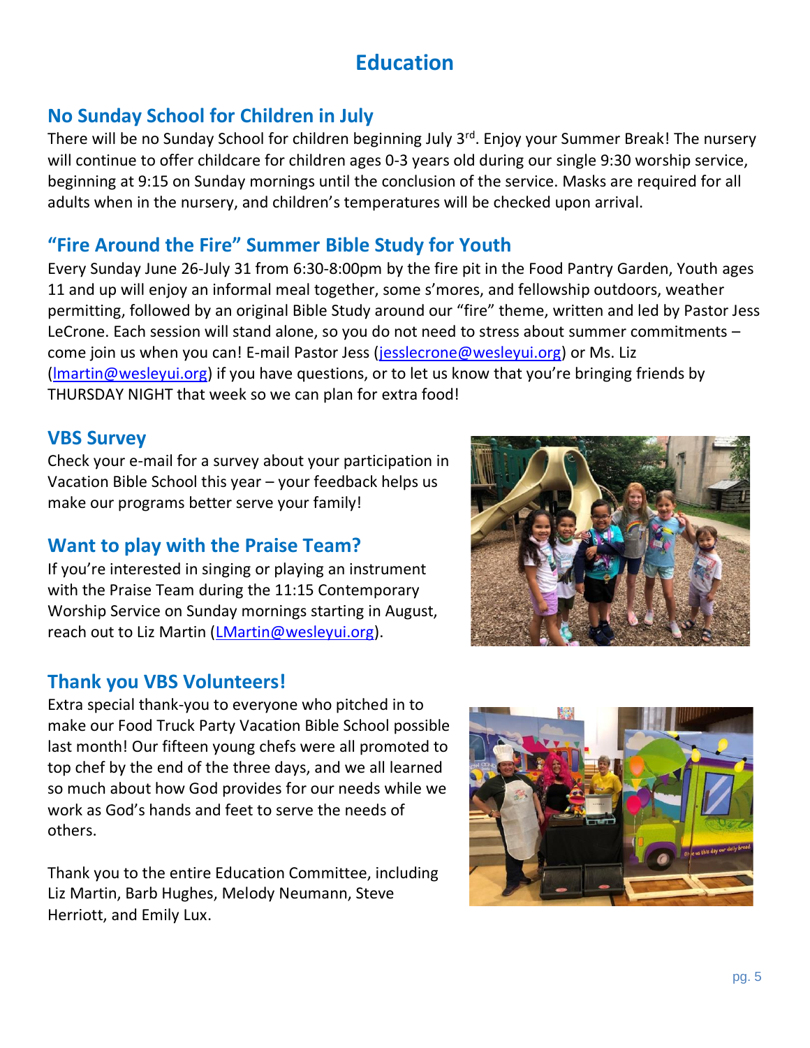# Education

## No Sunday School for Children in July

There will be no Sunday School for children beginning July 3rd. Enjoy your Summer Break! The nursery will continue to offer childcare for children ages 0-3 years old during our single 9:30 worship service, beginning at 9:15 on Sunday mornings until the conclusion of the service. Masks are required for all adults when in the nursery, and children's temperatures will be checked upon arrival.

## "Fire Around the Fire" Summer Bible Study for Youth

Every Sunday June 26-July 31 from 6:30-8:00pm by the fire pit in the Food Pantry Garden, Youth ages 11 and up will enjoy an informal meal together, some s'mores, and fellowship outdoors, weather permitting, followed by an original Bible Study around our "fire" theme, written and led by Pastor Jess LeCrone. Each session will stand alone, so you do not need to stress about summer commitments – come join us when you can! E-mail Pastor Jess (jesslecrone@wesleyui.org) or Ms. Liz (lmartin@wesleyui.org) if you have questions, or to let us know that you're bringing friends by THURSDAY NIGHT that week so we can plan for extra food!

## VBS Survey

Check your e-mail for a survey about your participation in Vacation Bible School this year – your feedback helps us make our programs better serve your family!

## Want to play with the Praise Team?

If you're interested in singing or playing an instrument with the Praise Team during the 11:15 Contemporary Worship Service on Sunday mornings starting in August, reach out to Liz Martin (LMartin@wesleyui.org).

## Thank you VBS Volunteers!

Extra special thank-you to everyone who pitched in to make our Food Truck Party Vacation Bible School possible last month! Our fifteen young chefs were all promoted to top chef by the end of the three days, and we all learned so much about how God provides for our needs while we work as God's hands and feet to serve the needs of others.

Thank you to the entire Education Committee, including Liz Martin, Barb Hughes, Melody Neumann, Steve Herriott, and Emily Lux.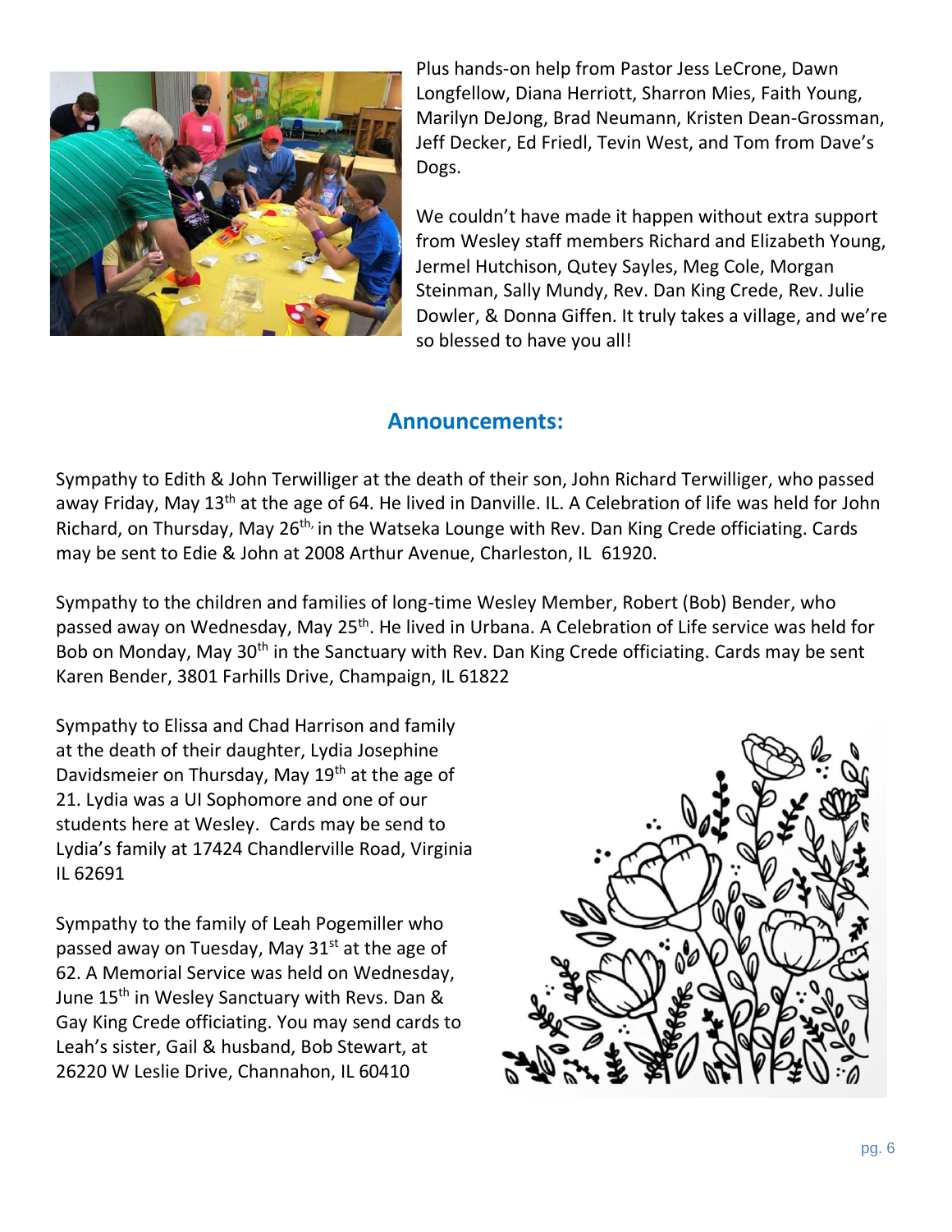Plus hands-on help from Pastor Jess LeCrone, Dawn Longfellow, Diana Herriott, Sharron Mies, Faith Young, Marilyn DeJong, Brad Neumann, Kristen Dean-Grossman, Jeff Decker, Ed Friedl, Tevin West, and Tom from Dave's Dogs.

We couldn't have made it happen without extra support from Wesley staff members Richard and Elizabeth Young, Jermel Hutchison, Qutey Sayles, Meg Cole, Morgan Steinman, Sally Mundy, Rev. Dan King Crede, Rev. Julie Dowler, & Donna Giffen. It truly takes a village, and we're so blessed to have you all!

## Announcements:

Sympathy to Edith & John Terwilliger at the death of their son, John Richard Terwilliger, who passed away Friday, May 13th at the age of 64. He lived in Danville. IL. A Celebration of life was held for John Richard, on Thursday, May 26th, in the Watseka Lounge with Rev. Dan King Crede officiating. Cards may be sent to Edie & John at 2008 Arthur Avenue, Charleston, IL 61920.

Sympathy to the children and families of long-time Wesley Member, Robert (Bob) Bender, who passed away on Wednesday, May 25th. He lived in Urbana. A Celebration of Life service was held for Bob on Monday, May 30th in the Sanctuary with Rev. Dan King Crede officiating. Cards may be sent Karen Bender, 3801 Farhills Drive, Champaign, IL 61822

Sympathy to Elissa and Chad Harrison and family at the death of their daughter, Lydia Josephine Davidsmeier on Thursday, May 19th at the age of 21. Lydia was a UI Sophomore and one of our students here at Wesley. Cards may be send to Lydia's family at 17424 Chandlerville Road, Virginia IL 62691

Sympathy to the family of Leah Pogemiller who passed away on Tuesday, May 31st at the age of 62. A Memorial Service was held on Wednesday, June 15th in Wesley Sanctuary with Revs. Dan & Gay King Crede officiating. You may send cards to Leah's sister, Gail & husband, Bob Stewart, at 26220 W Leslie Drive, Channahon, IL 60410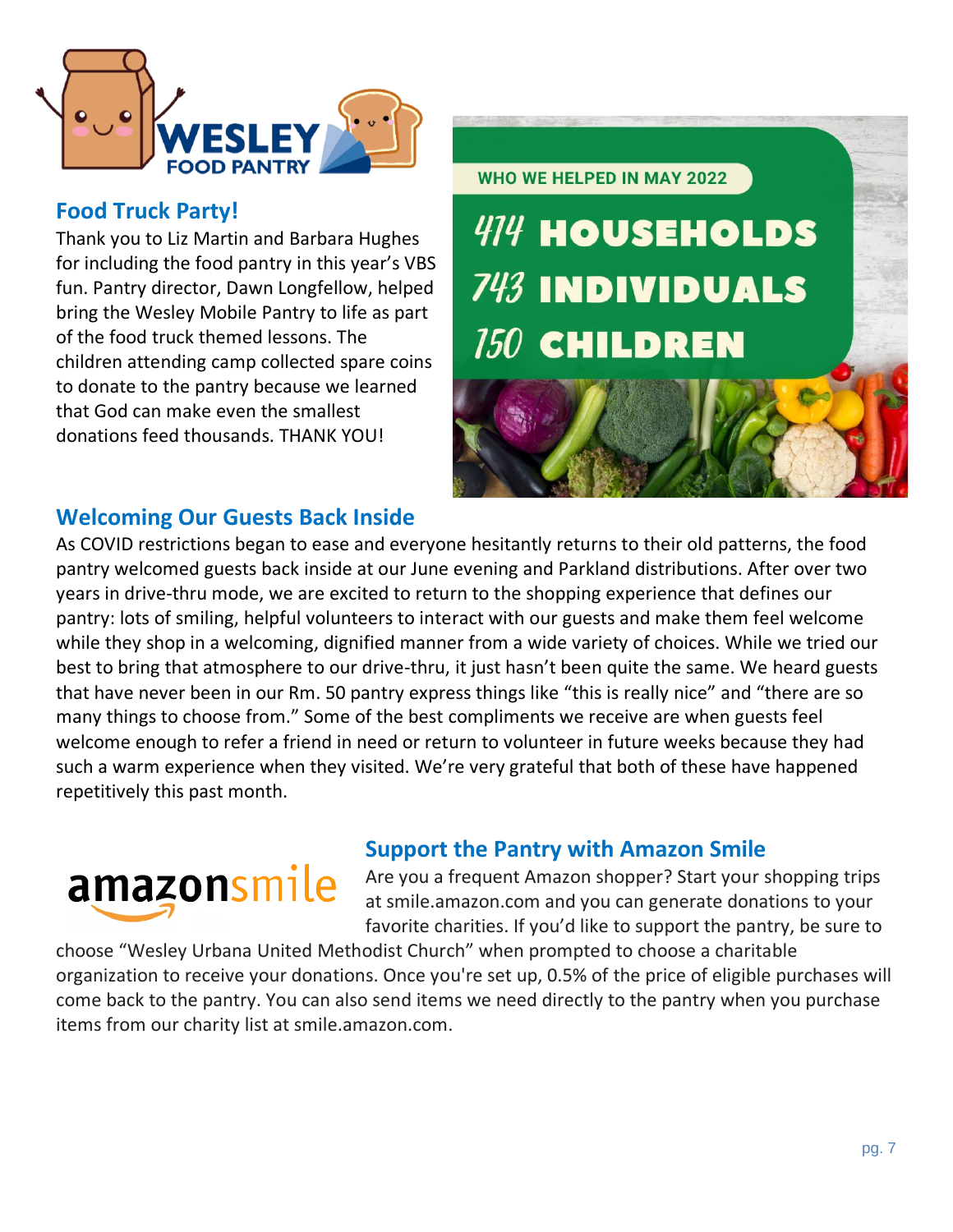WESLEY FOOD PANTRY

## Food Truck Party!

Thank you to Liz Martin and Barbara Hughes for including the food pantry in this year's VBS fun. Pantry director, Dawn Longfellow, helped bring the Wesley Mobile Pantry to life as part of the food truck themed lessons. The children attending camp collected spare coins to donate to the pantry because we learned that God can make even the smallest donations feed thousands. THANK YOU!

**WHO WE HELPED IN MAY 2022**

**414 HOUSEHOLDS**
**743 INDIVIDUALS**
**150 CHILDREN**

## Welcoming Our Guests Back Inside

As COVID restrictions began to ease and everyone hesitantly returns to their old patterns, the food pantry welcomed guests back inside at our June evening and Parkland distributions. After over two years in drive-thru mode, we are excited to return to the shopping experience that defines our pantry: lots of smiling, helpful volunteers to interact with our guests and make them feel welcome while they shop in a welcoming, dignified manner from a wide variety of choices. While we tried our best to bring that atmosphere to our drive-thru, it just hasn't been quite the same. We heard guests that have never been in our Rm. 50 pantry express things like "this is really nice" and "there are so many things to choose from." Some of the best compliments we receive are when guests feel welcome enough to refer a friend in need or return to volunteer in future weeks because they had such a warm experience when they visited. We're very grateful that both of these have happened repetitively this past month.

amazonsmile

## Support the Pantry with Amazon Smile

Are you a frequent Amazon shopper? Start your shopping trips at smile.amazon.com and you can generate donations to your favorite charities. If you'd like to support the pantry, be sure to choose "Wesley Urbana United Methodist Church" when prompted to choose a charitable organization to receive your donations. Once you're set up, 0.5% of the price of eligible purchases will come back to the pantry. You can also send items we need directly to the pantry when you purchase items from our charity list at smile.amazon.com.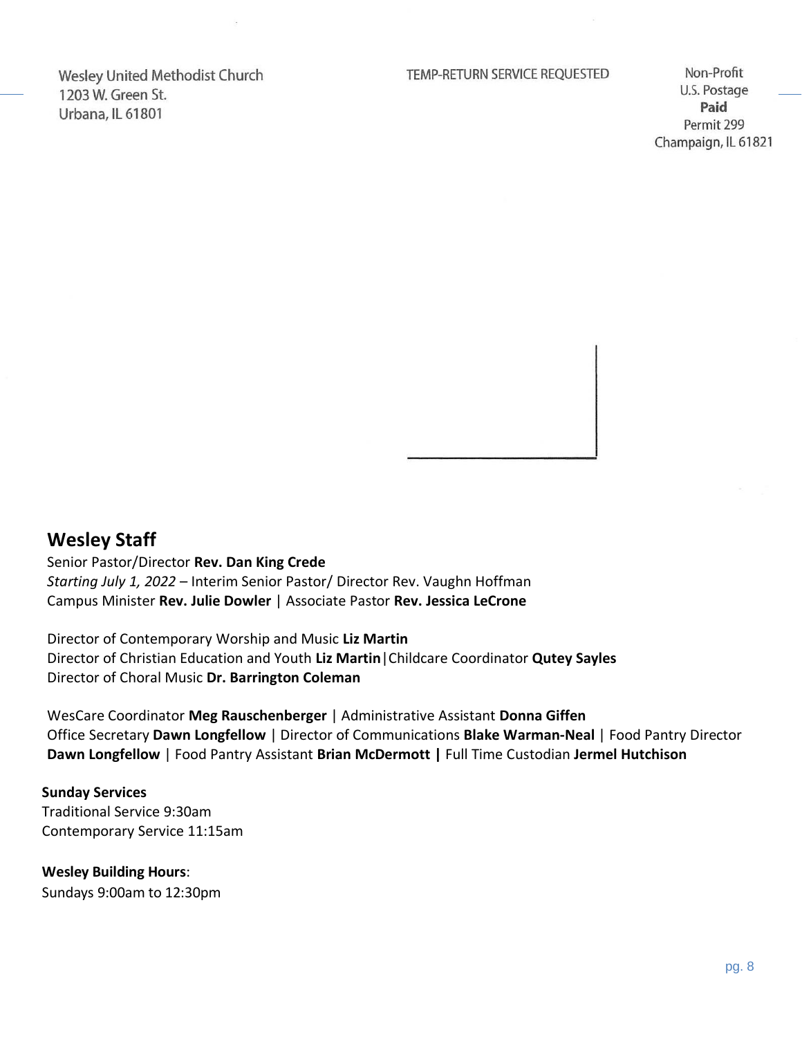Wesley United Methodist Church
1203 W. Green St.
Urbana, IL 61801

TEMP-RETURN SERVICE REQUESTED

Non-Profit
U.S. Postage
**Paid**
Permit 299
Champaign, IL 61821

## Wesley Staff

Senior Pastor/Director **Rev. Dan King Crede**
*Starting July 1, 2022* – Interim Senior Pastor/ Director Rev. Vaughn Hoffman
Campus Minister **Rev. Julie Dowler** | Associate Pastor **Rev. Jessica LeCrone**

Director of Contemporary Worship and Music **Liz Martin**
Director of Christian Education and Youth **Liz Martin**|Childcare Coordinator **Qutey Sayles**
Director of Choral Music **Dr. Barrington Coleman**

WesCare Coordinator **Meg Rauschenberger** | Administrative Assistant **Donna Giffen**
Office Secretary **Dawn Longfellow** | Director of Communications **Blake Warman-Neal** | Food Pantry Director **Dawn Longfellow** | Food Pantry Assistant **Brian McDermott |** Full Time Custodian **Jermel Hutchison**

**Sunday Services**
Traditional Service 9:30am
Contemporary Service 11:15am

**Wesley Building Hours**:
Sundays 9:00am to 12:30pm